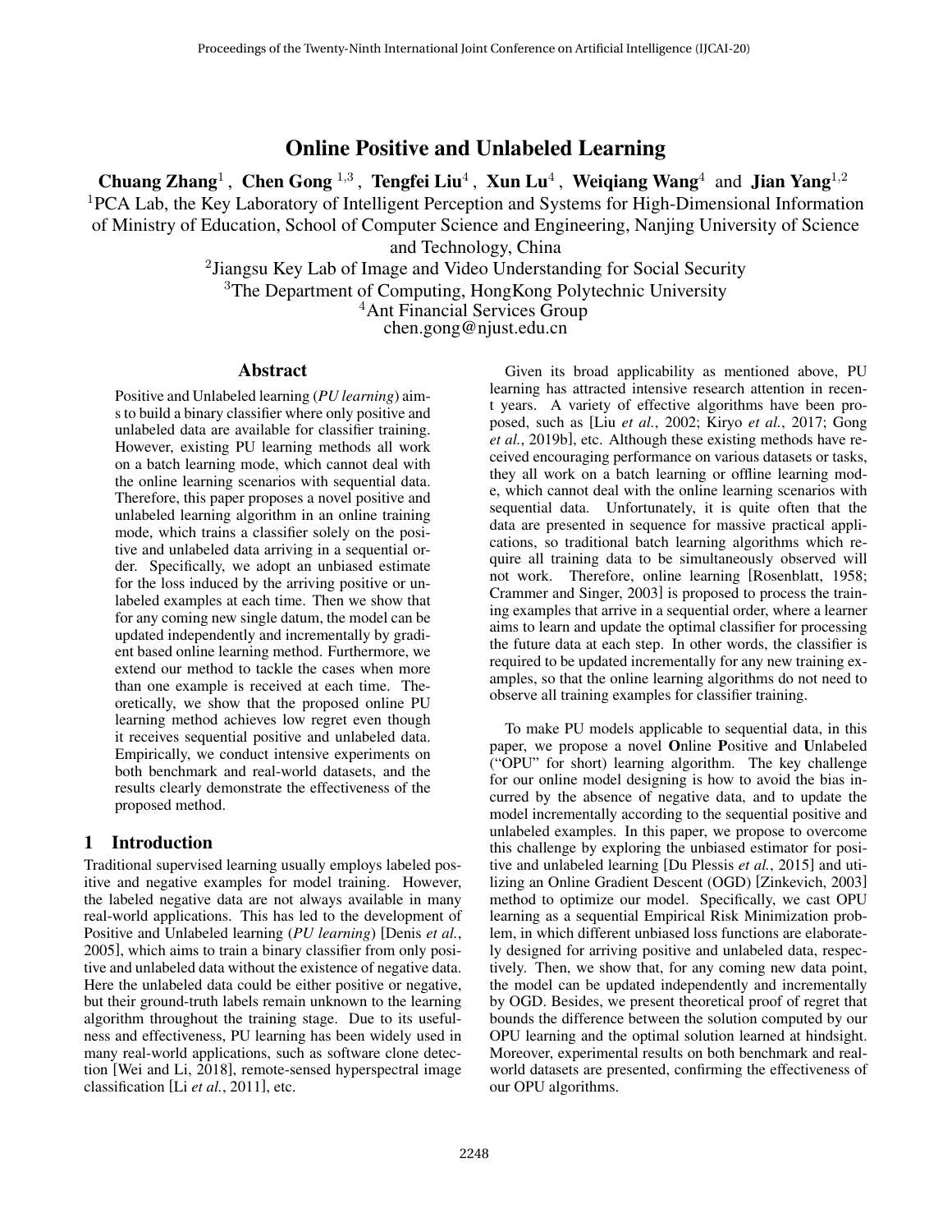# Online Positive and Unlabeled Learning

**Chuang Zhang**[1] , **Chen Gong** [1,3] , **Tengfei Liu**[4] , **Xun Lu**[4] , **Weiqiang Wang**[4] and **Jian Yang**[1,2]

[1]PCA Lab, the Key Laboratory of Intelligent Perception and Systems for High-Dimensional Information of Ministry of Education, School of Computer Science and Engineering, Nanjing University of Science and Technology, China

[2]Jiangsu Key Lab of Image and Video Understanding for Social Security

[3]The Department of Computing, HongKong Polytechnic University

[4]Ant Financial Services Group

chen.gong@njust.edu.cn

## Abstract

Positive and Unlabeled learning (*PU learning*) aims to build a binary classifier where only positive and unlabeled data are available for classifier training. However, existing PU learning methods all work on a batch learning mode, which cannot deal with the online learning scenarios with sequential data. Therefore, this paper proposes a novel positive and unlabeled learning algorithm in an online training mode, which trains a classifier solely on the positive and unlabeled data arriving in a sequential order. Specifically, we adopt an unbiased estimate for the loss induced by the arriving positive or unlabeled examples at each time. Then we show that for any coming new single datum, the model can be updated independently and incrementally by gradient based online learning method. Furthermore, we extend our method to tackle the cases when more than one example is received at each time. Theoretically, we show that the proposed online PU learning method achieves low regret even though it receives sequential positive and unlabeled data. Empirically, we conduct intensive experiments on both benchmark and real-world datasets, and the results clearly demonstrate the effectiveness of the proposed method.

## 1 Introduction

Traditional supervised learning usually employs labeled positive and negative examples for model training. However, the labeled negative data are not always available in many real-world applications. This has led to the development of Positive and Unlabeled learning (*PU learning*) [Denis *et al.*, 2005], which aims to train a binary classifier from only positive and unlabeled data without the existence of negative data. Here the unlabeled data could be either positive or negative, but their ground-truth labels remain unknown to the learning algorithm throughout the training stage. Due to its usefulness and effectiveness, PU learning has been widely used in many real-world applications, such as software clone detection [Wei and Li, 2018], remote-sensed hyperspectral image classification [Li *et al.*, 2011], etc.

Given its broad applicability as mentioned above, PU learning has attracted intensive research attention in recent years. A variety of effective algorithms have been proposed, such as [Liu *et al.*, 2002; Kiryo *et al.*, 2017; Gong *et al.*, 2019b], etc. Although these existing methods have received encouraging performance on various datasets or tasks, they all work on a batch learning or offline learning mode, which cannot deal with the online learning scenarios with sequential data. Unfortunately, it is quite often that the data are presented in sequence for massive practical applications, so traditional batch learning algorithms which require all training data to be simultaneously observed will not work. Therefore, online learning [Rosenblatt, 1958; Crammer and Singer, 2003] is proposed to process the training examples that arrive in a sequential order, where a learner aims to learn and update the optimal classifier for processing the future data at each step. In other words, the classifier is required to be updated incrementally for any new training examples, so that the online learning algorithms do not need to observe all training examples for classifier training.

To make PU models applicable to sequential data, in this paper, we propose a novel **O**nline **P**ositive and **U**nlabeled ("OPU" for short) learning algorithm. The key challenge for our online model designing is how to avoid the bias incurred by the absence of negative data, and to update the model incrementally according to the sequential positive and unlabeled examples. In this paper, we propose to overcome this challenge by exploring the unbiased estimator for positive and unlabeled learning [Du Plessis *et al.*, 2015] and utilizing an Online Gradient Descent (OGD) [Zinkevich, 2003] method to optimize our model. Specifically, we cast OPU learning as a sequential Empirical Risk Minimization problem, in which different unbiased loss functions are elaborately designed for arriving positive and unlabeled data, respectively. Then, we show that, for any coming new data point, the model can be updated independently and incrementally by OGD. Besides, we present theoretical proof of regret that bounds the difference between the solution computed by our OPU learning and the optimal solution learned at hindsight. Moreover, experimental results on both benchmark and real-world datasets are presented, confirming the effectiveness of our OPU algorithms.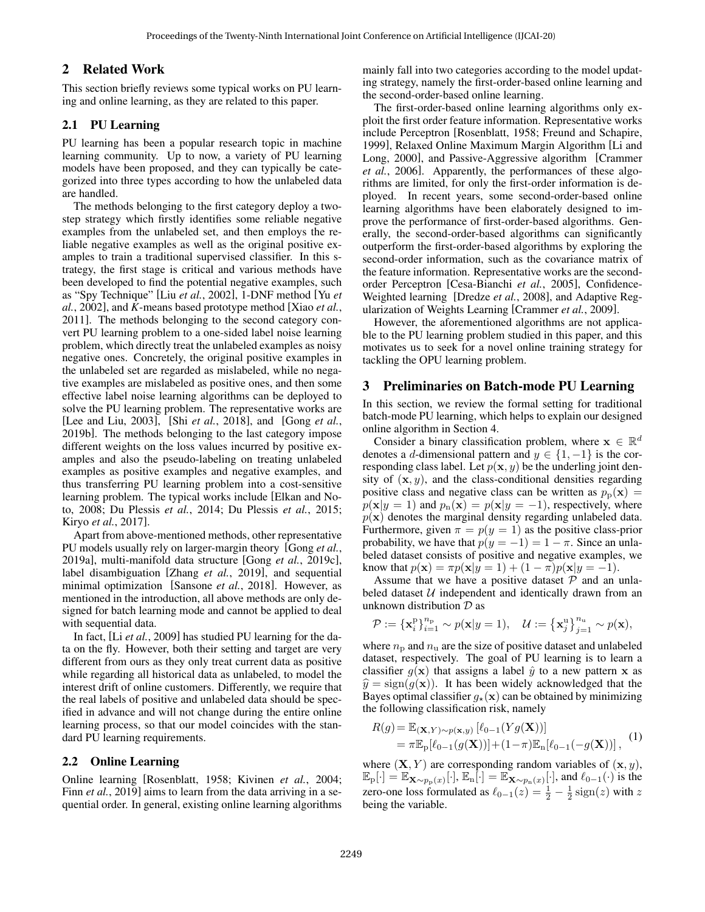## 2 Related Work

This section briefly reviews some typical works on PU learning and online learning, as they are related to this paper.

### 2.1 PU Learning

PU learning has been a popular research topic in machine learning community. Up to now, a variety of PU learning models have been proposed, and they can typically be categorized into three types according to how the unlabeled data are handled.

The methods belonging to the first category deploy a two-step strategy which firstly identifies some reliable negative examples from the unlabeled set, and then employs the reliable negative examples as well as the original positive examples to train a traditional supervised classifier. In this strategy, the first stage is critical and various methods have been developed to find the potential negative examples, such as "Spy Technique" [Liu *et al.*, 2002], 1-DNF method [Yu *et al.*, 2002], and *K*-means based prototype method [Xiao *et al.*, 2011]. The methods belonging to the second category convert PU learning problem to a one-sided label noise learning problem, which directly treat the unlabeled examples as noisy negative ones. Concretely, the original positive examples in the unlabeled set are regarded as mislabeled, while no negative examples are mislabeled as positive ones, and then some effective label noise learning algorithms can be deployed to solve the PU learning problem. The representative works are [Lee and Liu, 2003], [Shi *et al.*, 2018], and [Gong *et al.*, 2019b]. The methods belonging to the last category impose different weights on the loss values incurred by positive examples and also the pseudo-labeling on treating unlabeled examples as positive examples and negative examples, and thus transferring PU learning problem into a cost-sensitive learning problem. The typical works include [Elkan and Noto, 2008; Du Plessis *et al.*, 2014; Du Plessis *et al.*, 2015; Kiryo *et al.*, 2017].

Apart from above-mentioned methods, other representative PU models usually rely on larger-margin theory [Gong *et al.*, 2019a], multi-manifold data structure [Gong *et al.*, 2019c], label disambiguation [Zhang *et al.*, 2019], and sequential minimal optimization [Sansone *et al.*, 2018]. However, as mentioned in the introduction, all above methods are only designed for batch learning mode and cannot be applied to deal with sequential data.

In fact, [Li *et al.*, 2009] has studied PU learning for the data on the fly. However, both their setting and target are very different from ours as they only treat current data as positive while regarding all historical data as unlabeled, to model the interest drift of online customers. Differently, we require that the real labels of positive and unlabeled data should be specified in advance and will not change during the entire online learning process, so that our model coincides with the standard PU learning requirements.

### 2.2 Online Learning

Online learning [Rosenblatt, 1958; Kivinen *et al.*, 2004; Finn *et al.*, 2019] aims to learn from the data arriving in a sequential order. In general, existing online learning algorithms mainly fall into two categories according to the model updating strategy, namely the first-order-based online learning and the second-order-based online learning.

The first-order-based online learning algorithms only exploit the first order feature information. Representative works include Perceptron [Rosenblatt, 1958; Freund and Schapire, 1999], Relaxed Online Maximum Margin Algorithm [Li and Long, 2000], and Passive-Aggressive algorithm [Crammer *et al.*, 2006]. Apparently, the performances of these algorithms are limited, for only the first-order information is deployed. In recent years, some second-order-based online learning algorithms have been elaborately designed to improve the performance of first-order-based algorithms. Generally, the second-order-based algorithms can significantly outperform the first-order-based algorithms by exploring the second-order information, such as the covariance matrix of the feature information. Representative works are the second-order Perceptron [Cesa-Bianchi *et al.*, 2005], Confidence-Weighted learning [Dredze *et al.*, 2008], and Adaptive Regularization of Weights Learning [Crammer *et al.*, 2009].

However, the aforementioned algorithms are not applicable to the PU learning problem studied in this paper, and this motivates us to seek for a novel online training strategy for tackling the OPU learning problem.

## 3 Preliminaries on Batch-mode PU Learning

In this section, we review the formal setting for traditional batch-mode PU learning, which helps to explain our designed online algorithm in Section 4.

Consider a binary classification problem, where $\mathbf{x} \in \mathbb{R}^d$ denotes a $d$-dimensional pattern and $y \in \{1, -1\}$ is the corresponding class label. Let $p(\mathbf{x}, y)$ be the underling joint density of $(\mathbf{x}, y)$, and the class-conditional densities regarding positive class and negative class can be written as $p_{\mathrm{p}}(\mathbf{x}) = p(\mathbf{x}|y = 1)$ and $p_{\mathrm{n}}(\mathbf{x}) = p(\mathbf{x}|y = -1)$, respectively, where $p(\mathbf{x})$ denotes the marginal density regarding unlabeled data. Furthermore, given $\pi = p(y = 1)$ as the positive class-prior probability, we have that $p(y = -1) = 1 - \pi$. Since an unlabeled dataset consists of positive and negative examples, we know that $p(\mathbf{x}) = \pi p(\mathbf{x}|y = 1) + (1 - \pi)p(\mathbf{x}|y = -1)$.

Assume that we have a positive dataset $\mathcal{P}$ and an unlabeled dataset $\mathcal{U}$ independent and identically drawn from an unknown distribution $\mathcal{D}$ as

$$\mathcal{P} := \{\mathbf{x}_i^{\mathrm{p}}\}_{i=1}^{n_{\mathrm{p}}} \sim p(\mathbf{x}|y = 1), \quad \mathcal{U} := \{\mathbf{x}_j^{\mathrm{u}}\}_{j=1}^{n_{\mathrm{u}}} \sim p(\mathbf{x}),$$

where $n_{\mathrm{p}}$ and $n_{\mathrm{u}}$ are the size of positive dataset and unlabeled dataset, respectively. The goal of PU learning is to learn a classifier $g(\mathbf{x})$ that assigns a label $\hat{y}$ to a new pattern $\mathbf{x}$ as $\widehat{y} = \mathrm{sign}(g(\mathbf{x}))$. It has been widely acknowledged that the Bayes optimal classifier $g_\star(\mathbf{x})$ can be obtained by minimizing the following classification risk, namely

$$\begin{aligned} R(g) &= \mathbb{E}_{(\mathbf{X},Y)\sim p(\mathbf{x},y)}\left[\ell_{0-1}(Yg(\mathbf{X}))\right] \\ &= \pi\mathbb{E}_{\mathrm{p}}[\ell_{0-1}(g(\mathbf{X}))] + (1-\pi)\mathbb{E}_{\mathrm{n}}[\ell_{0-1}(-g(\mathbf{X}))], \end{aligned} \quad (1)$$

where $(\mathbf{X}, Y)$ are corresponding random variables of $(\mathbf{x}, y)$, $\mathbb{E}_{\mathrm{p}}[\cdot] = \mathbb{E}_{\mathbf{X}\sim p_{\mathrm{p}}(x)}[\cdot]$, $\mathbb{E}_{\mathrm{n}}[\cdot] = \mathbb{E}_{\mathbf{X}\sim p_{\mathrm{n}}(x)}[\cdot]$, and $\ell_{0-1}(\cdot)$ is the zero-one loss formulated as $\ell_{0-1}(z) = \frac{1}{2} - \frac{1}{2}\,\mathrm{sign}(z)$ with $z$ being the variable.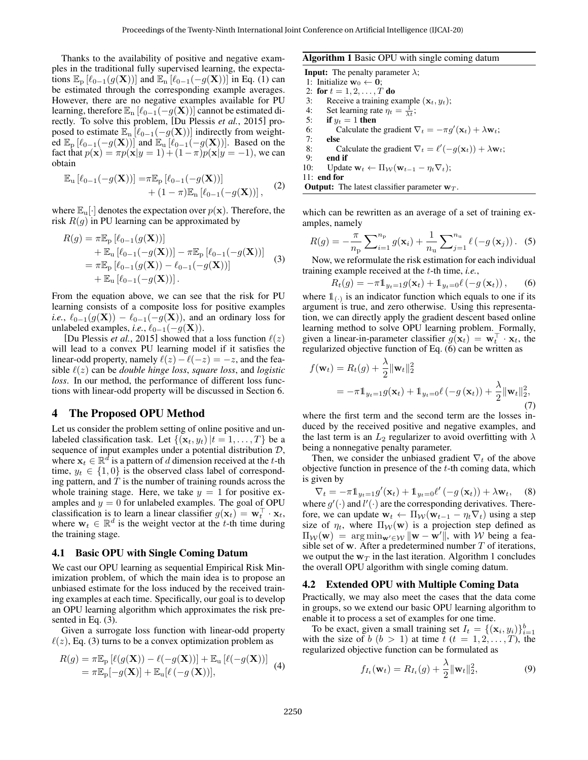Thanks to the availability of positive and negative examples in the traditional fully supervised learning, the expectations $\mathbb{E}_{\mathrm{p}}\left[\ell_{0-1}(g(\mathbf{X}))\right]$ and $\mathbb{E}_{\mathrm{n}}\left[\ell_{0-1}(-g(\mathbf{X}))\right]$ in Eq. (1) can be estimated through the corresponding example averages. However, there are no negative examples available for PU learning, therefore $\mathbb{E}_{\mathrm{n}}\left[\ell_{0-1}(-g(\mathbf{X}))\right]$ cannot be estimated directly. To solve this problem, [Du Plessis *et al.*, 2015] proposed to estimate $\mathbb{E}_{\mathrm{n}}\left[\ell_{0-1}(-g(\mathbf{X}))\right]$ indirectly from weighted $\mathbb{E}_{\mathrm{p}}\left[\ell_{0-1}(-g(\mathbf{X}))\right]$ and $\mathbb{E}_{\mathrm{u}}\left[\ell_{0-1}(-g(\mathbf{X}))\right]$. Based on the fact that $p(\mathbf{x}) = \pi p(\mathbf{x}|y=1) + (1-\pi)p(\mathbf{x}|y=-1)$, we can obtain

$$\mathbb{E}_{\mathrm{u}}\left[\ell_{0-1}(-g(\mathbf{X}))\right] = \pi\mathbb{E}_{\mathrm{p}}\left[\ell_{0-1}(-g(\mathbf{X}))\right] + (1-\pi)\mathbb{E}_{\mathrm{n}}\left[\ell_{0-1}(-g(\mathbf{X}))\right], \tag{2}$$

where $\mathbb{E}_{\mathrm{u}}[\cdot]$ denotes the expectation over $p(\mathbf{x})$. Therefore, the risk $R(g)$ in PU learning can be approximated by

$$\begin{aligned} R(g) &= \pi\mathbb{E}_{\mathrm{p}}\left[\ell_{0-1}(g(\mathbf{X}))\right] \\ &\quad + \mathbb{E}_{\mathrm{u}}\left[\ell_{0-1}(-g(\mathbf{X}))\right] - \pi\mathbb{E}_{\mathrm{p}}\left[\ell_{0-1}(-g(\mathbf{X}))\right] \\ &= \pi\mathbb{E}_{\mathrm{p}}\left[\ell_{0-1}(g(\mathbf{X})) - \ell_{0-1}(-g(\mathbf{X}))\right] \\ &\quad + \mathbb{E}_{\mathrm{u}}\left[\ell_{0-1}(-g(\mathbf{X}))\right]. \end{aligned} \tag{3}$$

From the equation above, we can see that the risk for PU learning consists of a composite loss for positive examples *i.e.*, $\ell_{0-1}(g(\mathbf{X})) - \ell_{0-1}(-g(\mathbf{X}))$, and an ordinary loss for unlabeled examples, *i.e.*, $\ell_{0-1}(-g(\mathbf{X}))$.

[Du Plessis *et al.*, 2015] showed that a loss function $\ell(z)$ will lead to a convex PU learning model if it satisfies the linear-odd property, namely $\ell(z) - \ell(-z) = -z$, and the feasible $\ell(z)$ can be *double hinge loss*, *square loss*, and *logistic loss*. In our method, the performance of different loss functions with linear-odd property will be discussed in Section 6.

## 4 The Proposed OPU Method

Let us consider the problem setting of online positive and unlabeled classification task. Let $\{(\mathbf{x}_t, y_t) \,|\, t = 1, \ldots, T\}$ be a sequence of input examples under a potential distribution $\mathcal{D}$, where $\mathbf{x}_t \in \mathbb{R}^d$ is a pattern of $d$ dimension received at the $t$-th time, $y_t \in \{1, 0\}$ is the observed class label of corresponding pattern, and $T$ is the number of training rounds across the whole training stage. Here, we take $y = 1$ for positive examples and $y = 0$ for unlabeled examples. The goal of OPU classification is to learn a linear classifier $g(\mathbf{x}_t) = \mathbf{w}_t^\top \cdot \mathbf{x}_t$, where $\mathbf{w}_t \in \mathbb{R}^d$ is the weight vector at the $t$-th time during the training stage.

### 4.1 Basic OPU with Single Coming Datum

We cast our OPU learning as sequential Empirical Risk Minimization problem, of which the main idea is to propose an unbiased estimate for the loss induced by the received training examples at each time. Specifically, our goal is to develop an OPU learning algorithm which approximates the risk presented in Eq. (3).

Given a surrogate loss function with linear-odd property $\ell(z)$, Eq. (3) turns to be a convex optimization problem as

$$\begin{aligned} R(g) &= \pi\mathbb{E}_{\mathrm{p}}\left[\ell(g(\mathbf{X})) - \ell(-g(\mathbf{X}))\right] + \mathbb{E}_{\mathrm{u}}\left[\ell(-g(\mathbf{X}))\right] \\ &= \pi\mathbb{E}_{\mathrm{p}}[-g(\mathbf{X})] + \mathbb{E}_{\mathrm{u}}[\ell\left(-g\left(\mathbf{X}\right)\right)], \end{aligned} \tag{4}$$

**Algorithm 1** Basic OPU with single coming datum

**Input:** The penalty parameter $\lambda$;
1: Initialize $\mathbf{w}_0 \leftarrow \mathbf{0}$;
2: **for** $t = 1, 2, \ldots, T$ **do**
3: Receive a training example $(\mathbf{x}_t, y_t)$;
4: Set learning rate $\eta_t = \frac{1}{\lambda t}$;
5: **if** $y_t = 1$ **then**
6: Calculate the gradient $\nabla_t = -\pi g'(\mathbf{x}_t) + \lambda\mathbf{w}_t$;
7: **else**
8: Calculate the gradient $\nabla_t = \ell'(-g(\mathbf{x}_t)) + \lambda\mathbf{w}_t$;
9: **end if**
10: Update $\mathbf{w}_t \leftarrow \Pi_{\mathcal{W}}(\mathbf{w}_{t-1} - \eta_t\nabla_t)$;
11: **end for**
**Output:** The latest classifier parameter $\mathbf{w}_T$.

which can be rewritten as an average of a set of training examples, namely

$$R(g) = -\frac{\pi}{n_{\mathrm{p}}}\sum\nolimits_{i=1}^{n_{\mathrm{p}}} g(\mathbf{x}_i) + \frac{1}{n_{\mathrm{u}}}\sum\nolimits_{j=1}^{n_{\mathrm{u}}} \ell\left(-g\left(\mathbf{x}_j\right)\right). \tag{5}$$

Now, we reformulate the risk estimation for each individual training example received at the $t$-th time, *i.e.*,

$$R_t(g) = -\pi\mathbb{1}_{y_t=1}g(\mathbf{x}_t) + \mathbb{1}_{y_t=0}\ell\left(-g\left(\mathbf{x}_t\right)\right), \tag{6}$$

where $\mathbb{1}_{(\cdot)}$ is an indicator function which equals to one if its argument is true, and zero otherwise. Using this representation, we can directly apply the gradient descent based online learning method to solve OPU learning problem. Formally, given a linear-in-parameter classifier $g(\mathbf{x}_t) = \mathbf{w}_t^\top \cdot \mathbf{x}_t$, the regularized objective function of Eq. (6) can be written as

$$\begin{aligned} f(\mathbf{w}_t) &= R_t(g) + \frac{\lambda}{2}\|\mathbf{w}_t\|_2^2 \\ &= -\pi\mathbb{1}_{y_t=1}g(\mathbf{x}_t) + \mathbb{1}_{y_t=0}\ell\left(-g\left(\mathbf{x}_t\right)\right) + \frac{\lambda}{2}\|\mathbf{w}_t\|_2^2, \end{aligned} \tag{7}$$

where the first term and the second term are the losses induced by the received positive and negative examples, and the last term is an $L_2$ regularizer to avoid overfitting with $\lambda$ being a nonnegative penalty parameter.

Then, we consider the unbiased gradient $\nabla_t$ of the above objective function in presence of the $t$-th coming data, which is given by

$$\nabla_t = -\pi\mathbb{1}_{y_t=1}g'(\mathbf{x}_t) + \mathbb{1}_{y_t=0}\ell'\left(-g\left(\mathbf{x}_t\right)\right) + \lambda\mathbf{w}_t, \tag{8}$$

where $g'(\cdot)$ and $l'(\cdot)$ are the corresponding derivatives. Therefore, we can update $\mathbf{w}_t \leftarrow \Pi_{\mathcal{W}}(\mathbf{w}_{t-1} - \eta_t\nabla_t)$ using a step size of $\eta_t$, where $\Pi_{\mathcal{W}}(\mathbf{w})$ is a projection step defined as $\Pi_{\mathcal{W}}(\mathbf{w}) = \arg\min_{\mathbf{w}' \in \mathcal{W}} \|\mathbf{w} - \mathbf{w}'\|$, with $\mathcal{W}$ being a feasible set of $\mathbf{w}$. After a predetermined number $T$ of iterations, we output the $\mathbf{w}_T$ in the last iteration. Algorithm 1 concludes the overall OPU algorithm with single coming datum.

### 4.2 Extended OPU with Multiple Coming Data

Practically, we may also meet the cases that the data come in groups, so we extend our basic OPU learning algorithm to enable it to process a set of examples for one time.

To be exact, given a small training set $I_t = \{(\mathbf{x}_i, y_i)\}_{i=1}^{b}$ with the size of $b$ $(b > 1)$ at time $t$ $(t = 1, 2, \ldots, T)$, the regularized objective function can be formulated as

$$f_{I_t}(\mathbf{w}_t) = R_{I_t}(g) + \frac{\lambda}{2}\|\mathbf{w}_t\|_2^2, \tag{9}$$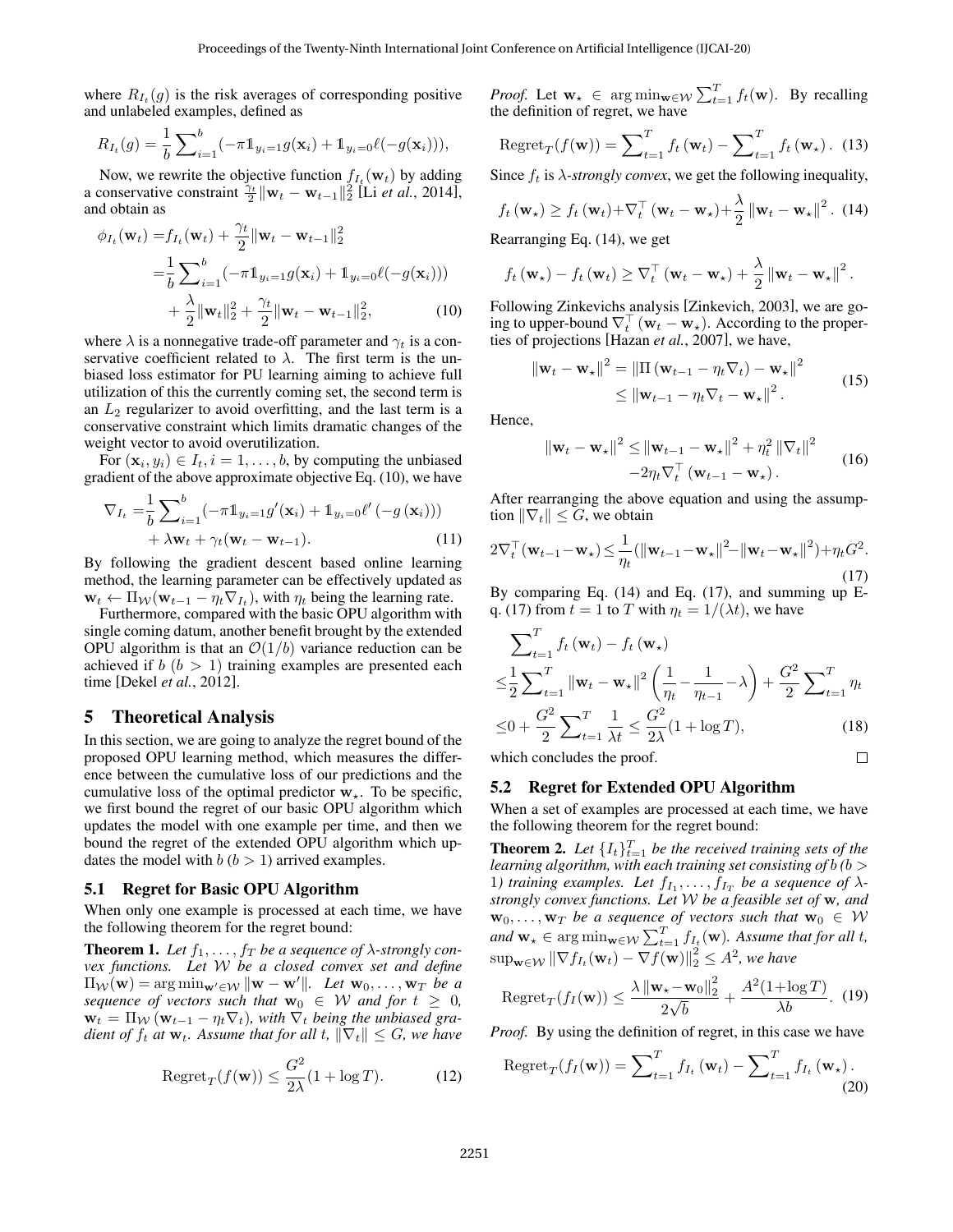where $R_{I_t}(g)$ is the risk averages of corresponding positive and unlabeled examples, defined as

$$R_{I_t}(g) = \frac{1}{b}\sum_{i=1}^{b}(-\pi \mathbb{1}_{y_i=1} g(\mathbf{x}_i) + \mathbb{1}_{y_i=0}\ell(-g(\mathbf{x}_i))),$$

Now, we rewrite the objective function $f_{I_t}(\mathbf{w}_t)$ by adding a conservative constraint $\frac{\gamma_t}{2}\|\mathbf{w}_t - \mathbf{w}_{t-1}\|_2^2$ [Li *et al.*, 2014], and obtain as

$$\begin{aligned}\phi_{I_t}(\mathbf{w}_t) =& f_{I_t}(\mathbf{w}_t) + \frac{\gamma_t}{2}\|\mathbf{w}_t - \mathbf{w}_{t-1}\|_2^2 \\ =& \frac{1}{b}\sum_{i=1}^{b}(-\pi \mathbb{1}_{y_i=1} g(\mathbf{x}_i) + \mathbb{1}_{y_i=0}\ell(-g(\mathbf{x}_i))) \\ &+ \frac{\lambda}{2}\|\mathbf{w}_t\|_2^2 + \frac{\gamma_t}{2}\|\mathbf{w}_t - \mathbf{w}_{t-1}\|_2^2, \end{aligned} \tag{10}$$

where $\lambda$ is a nonnegative trade-off parameter and $\gamma_t$ is a conservative coefficient related to $\lambda$. The first term is the unbiased loss estimator for PU learning aiming to achieve full utilization of this the currently coming set, the second term is an $L_2$ regularizer to avoid overfitting, and the last term is a conservative constraint which limits dramatic changes of the weight vector to avoid overutilization.

For $(\mathbf{x}_i, y_i) \in I_t, i = 1, \ldots, b$, by computing the unbiased gradient of the above approximate objective Eq. (10), we have

$$\begin{aligned}\nabla_{I_t} =& \frac{1}{b}\sum_{i=1}^{b}(-\pi \mathbb{1}_{y_i=1} g'(\mathbf{x}_i) + \mathbb{1}_{y_i=0}\ell'(-g(\mathbf{x}_i))) \\ &+ \lambda \mathbf{w}_t + \gamma_t(\mathbf{w}_t - \mathbf{w}_{t-1}). \end{aligned} \tag{11}$$

By following the gradient descent based online learning method, the learning parameter can be effectively updated as $\mathbf{w}_t \leftarrow \Pi_{\mathcal{W}}(\mathbf{w}_{t-1} - \eta_t \nabla_{I_t})$, with $\eta_t$ being the learning rate.

Furthermore, compared with the basic OPU algorithm with single coming datum, another benefit brought by the extended OPU algorithm is that an $\mathcal{O}(1/b)$ variance reduction can be achieved if $b$ ($b > 1$) training examples are presented each time [Dekel *et al.*, 2012].

## 5 Theoretical Analysis

In this section, we are going to analyze the regret bound of the proposed OPU learning method, which measures the difference between the cumulative loss of our predictions and the cumulative loss of the optimal predictor $\mathbf{w}_\star$. To be specific, we first bound the regret of our basic OPU algorithm which updates the model with one example per time, and then we bound the regret of the extended OPU algorithm which updates the model with $b$ ($b > 1$) arrived examples.

### 5.1 Regret for Basic OPU Algorithm

When only one example is processed at each time, we have the following theorem for the regret bound:

**Theorem 1.** *Let $f_1, \ldots, f_T$ be a sequence of $\lambda$-strongly convex functions. Let $\mathcal{W}$ be a closed convex set and define $\Pi_{\mathcal{W}}(\mathbf{w}) = \arg\min_{\mathbf{w}' \in \mathcal{W}} \|\mathbf{w} - \mathbf{w}'\|$. Let $\mathbf{w}_0, \ldots, \mathbf{w}_T$ be a sequence of vectors such that $\mathbf{w}_0 \in \mathcal{W}$ and for $t \geq 0$, $\mathbf{w}_t = \Pi_{\mathcal{W}}(\mathbf{w}_{t-1} - \eta_t \nabla_t)$, with $\nabla_t$ being the unbiased gradient of $f_t$ at $\mathbf{w}_t$. Assume that for all $t$, $\|\nabla_t\| \leq G$, we have*

$$\text{Regret}_T(f(\mathbf{w})) \leq \frac{G^2}{2\lambda}(1 + \log T). \tag{12}$$

*Proof.* Let $\mathbf{w}_\star \in \arg\min_{\mathbf{w}\in\mathcal{W}} \sum_{t=1}^{T} f_t(\mathbf{w})$. By recalling the definition of regret, we have

$$\text{Regret}_T(f(\mathbf{w})) = \sum_{t=1}^{T} f_t(\mathbf{w}_t) - \sum_{t=1}^{T} f_t(\mathbf{w}_\star). \tag{13}$$

Since $f_t$ is $\lambda$-*strongly convex*, we get the following inequality,

$$f_t(\mathbf{w}_\star) \geq f_t(\mathbf{w}_t) + \nabla_t^\top(\mathbf{w}_t - \mathbf{w}_\star) + \frac{\lambda}{2}\|\mathbf{w}_t - \mathbf{w}_\star\|^2. \tag{14}$$

Rearranging Eq. (14), we get

$$f_t(\mathbf{w}_\star) - f_t(\mathbf{w}_t) \geq \nabla_t^\top(\mathbf{w}_t - \mathbf{w}_\star) + \frac{\lambda}{2}\|\mathbf{w}_t - \mathbf{w}_\star\|^2.$$

Following Zinkevichs analysis [Zinkevich, 2003], we are going to upper-bound $\nabla_t^\top(\mathbf{w}_t - \mathbf{w}_\star)$. According to the properties of projections [Hazan *et al.*, 2007], we have,

$$\begin{aligned}\|\mathbf{w}_t - \mathbf{w}_\star\|^2 &= \|\Pi(\mathbf{w}_{t-1} - \eta_t\nabla_t) - \mathbf{w}_\star\|^2 \\ &\leq \|\mathbf{w}_{t-1} - \eta_t\nabla_t - \mathbf{w}_\star\|^2. \end{aligned} \tag{15}$$

Hence,

$$\begin{aligned}\|\mathbf{w}_t - \mathbf{w}_\star\|^2 \leq& \|\mathbf{w}_{t-1} - \mathbf{w}_\star\|^2 + \eta_t^2\|\nabla_t\|^2 \\ &- 2\eta_t\nabla_t^\top(\mathbf{w}_{t-1} - \mathbf{w}_\star). \end{aligned} \tag{16}$$

After rearranging the above equation and using the assumption $\|\nabla_t\| \leq G$, we obtain

$$2\nabla_t^\top(\mathbf{w}_{t-1} - \mathbf{w}_\star) \leq \frac{1}{\eta_t}(\|\mathbf{w}_{t-1} - \mathbf{w}_\star\|^2 - \|\mathbf{w}_t - \mathbf{w}_\star\|^2) + \eta_t G^2. \tag{17}$$

By comparing Eq. (14) and Eq. (17), and summing up Eq. (17) from $t = 1$ to $T$ with $\eta_t = 1/(\lambda t)$, we have

$$\begin{aligned}&\sum_{t=1}^{T} f_t(\mathbf{w}_t) - f_t(\mathbf{w}_\star) \\ \leq& \frac{1}{2}\sum_{t=1}^{T}\|\mathbf{w}_t - \mathbf{w}_\star\|^2\left(\frac{1}{\eta_t} - \frac{1}{\eta_{t-1}} - \lambda\right) + \frac{G^2}{2}\sum_{t=1}^{T}\eta_t \\ \leq& 0 + \frac{G^2}{2}\sum_{t=1}^{T}\frac{1}{\lambda t} \leq \frac{G^2}{2\lambda}(1 + \log T), \end{aligned} \tag{18}$$

which concludes the proof. ∎

### 5.2 Regret for Extended OPU Algorithm

When a set of examples are processed at each time, we have the following theorem for the regret bound:

**Theorem 2.** *Let $\{I_t\}_{t=1}^{T}$ be the received training sets of the learning algorithm, with each training set consisting of $b$ ($b > 1$) training examples. Let $f_{I_1}, \ldots, f_{I_T}$ be a sequence of $\lambda$-strongly convex functions. Let $\mathcal{W}$ be a feasible set of $\mathbf{w}$, and $\mathbf{w}_0, \ldots, \mathbf{w}_T$ be a sequence of vectors such that $\mathbf{w}_0 \in \mathcal{W}$ and $\mathbf{w}_\star \in \arg\min_{\mathbf{w}\in\mathcal{W}} \sum_{t=1}^{T} f_{I_t}(\mathbf{w})$. Assume that for all $t$, $\sup_{\mathbf{w}\in\mathcal{W}} \|\nabla f_{I_t}(\mathbf{w}_t) - \nabla f(\mathbf{w})\|_2^2 \leq A^2$, we have*

$$\text{Regret}_T(f_I(\mathbf{w})) \leq \frac{\lambda\|\mathbf{w}_\star - \mathbf{w}_0\|_2^2}{2\sqrt{b}} + \frac{A^2(1 + \log T)}{\lambda b}. \tag{19}$$

*Proof.* By using the definition of regret, in this case we have

$$\text{Regret}_T(f_I(\mathbf{w})) = \sum_{t=1}^{T} f_{I_t}(\mathbf{w}_t) - \sum_{t=1}^{T} f_{I_t}(\mathbf{w}_\star). \tag{20}$$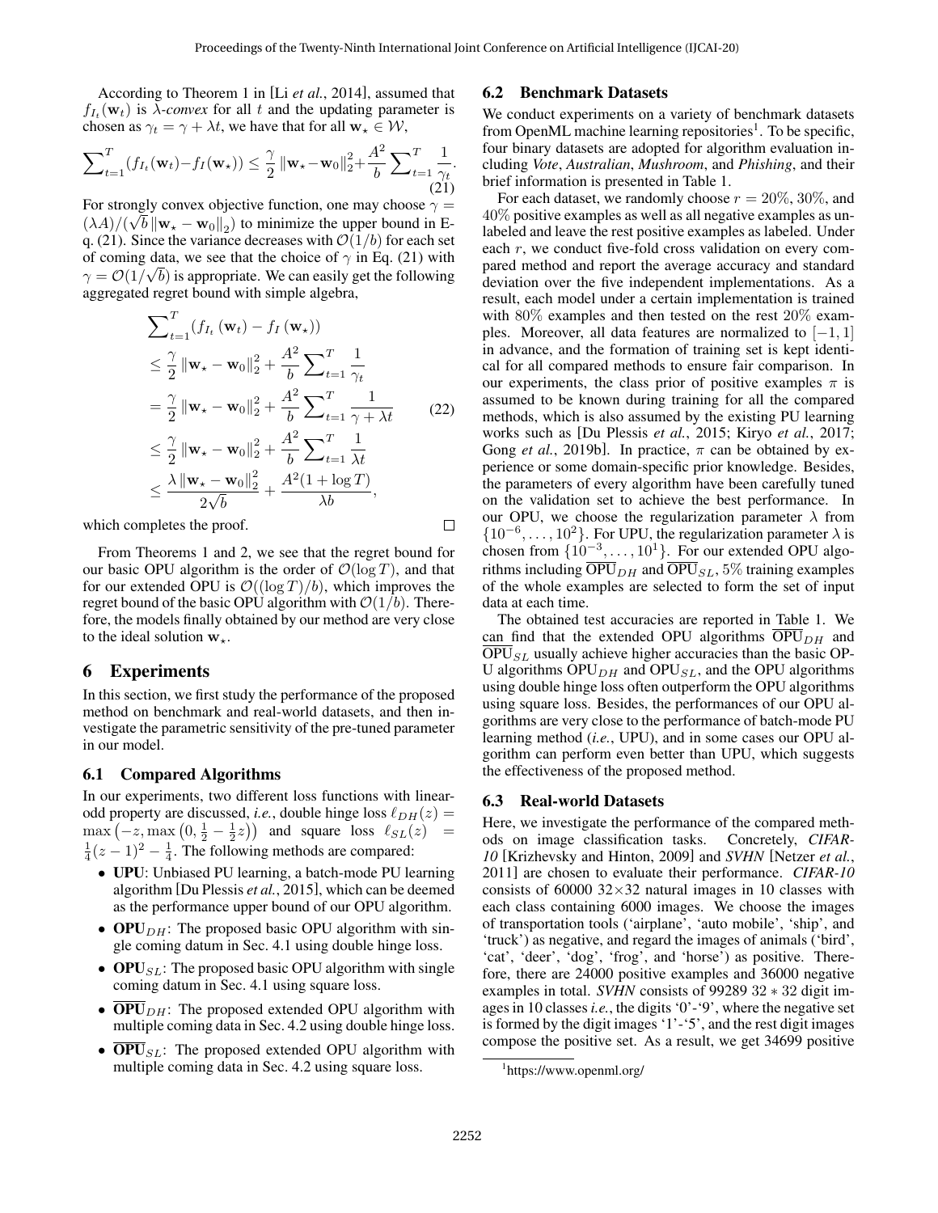According to Theorem 1 in [Li *et al.*, 2014], assumed that $f_{I_t}(\mathbf{w}_t)$ is $\lambda$-*convex* for all $t$ and the updating parameter is chosen as $\gamma_t = \gamma + \lambda t$, we have that for all $\mathbf{w}_\star \in \mathcal{W}$,

$$\sum_{t=1}^{T}(f_{I_t}(\mathbf{w}_t) - f_I(\mathbf{w}_\star)) \leq \frac{\gamma}{2}\|\mathbf{w}_\star - \mathbf{w}_0\|_2^2 + \frac{A^2}{b}\sum_{t=1}^{T}\frac{1}{\gamma_t}. \tag{21}$$

For strongly convex objective function, one may choose $\gamma = (\lambda A)/(\sqrt{b}\|\mathbf{w}_\star - \mathbf{w}_0\|_2)$ to minimize the upper bound in Eq. (21). Since the variance decreases with $\mathcal{O}(1/b)$ for each set of coming data, we see that the choice of $\gamma$ in Eq. (21) with $\gamma = \mathcal{O}(1/\sqrt{b})$ is appropriate. We can easily get the following aggregated regret bound with simple algebra,

$$\begin{aligned}
&\sum_{t=1}^{T}(f_{I_t}(\mathbf{w}_t) - f_I(\mathbf{w}_\star)) \\
&\leq \frac{\gamma}{2}\|\mathbf{w}_\star - \mathbf{w}_0\|_2^2 + \frac{A^2}{b}\sum_{t=1}^{T}\frac{1}{\gamma_t} \\
&= \frac{\gamma}{2}\|\mathbf{w}_\star - \mathbf{w}_0\|_2^2 + \frac{A^2}{b}\sum_{t=1}^{T}\frac{1}{\gamma + \lambda t} \\
&\leq \frac{\gamma}{2}\|\mathbf{w}_\star - \mathbf{w}_0\|_2^2 + \frac{A^2}{b}\sum_{t=1}^{T}\frac{1}{\lambda t} \\
&\leq \frac{\lambda\|\mathbf{w}_\star - \mathbf{w}_0\|_2^2}{2\sqrt{b}} + \frac{A^2(1+\log T)}{\lambda b},
\end{aligned} \tag{22}$$

which completes the proof. □

From Theorems 1 and 2, we see that the regret bound for our basic OPU algorithm is the order of $\mathcal{O}(\log T)$, and that for our extended OPU is $\mathcal{O}((\log T)/b)$, which improves the regret bound of the basic OPU algorithm with $\mathcal{O}(1/b)$. Therefore, the models finally obtained by our method are very close to the ideal solution $\mathbf{w}_\star$.

# 6 Experiments

In this section, we first study the performance of the proposed method on benchmark and real-world datasets, and then investigate the parametric sensitivity of the pre-tuned parameter in our model.

## 6.1 Compared Algorithms

In our experiments, two different loss functions with linear-odd property are discussed, *i.e.*, double hinge loss $\ell_{DH}(z) = \max\left(-z, \max\left(0, \frac{1}{2} - \frac{1}{2}z\right)\right)$ and square loss $\ell_{SL}(z) = \frac{1}{4}(z-1)^2 - \frac{1}{4}$. The following methods are compared:

- **UPU**: Unbiased PU learning, a batch-mode PU learning algorithm [Du Plessis *et al.*, 2015], which can be deemed as the performance upper bound of our OPU algorithm.
- **OPU**$_{DH}$: The proposed basic OPU algorithm with single coming datum in Sec. 4.1 using double hinge loss.
- **OPU**$_{SL}$: The proposed basic OPU algorithm with single coming datum in Sec. 4.1 using square loss.
- $\overline{\textbf{OPU}}_{DH}$: The proposed extended OPU algorithm with multiple coming data in Sec. 4.2 using double hinge loss.
- $\overline{\textbf{OPU}}_{SL}$: The proposed extended OPU algorithm with multiple coming data in Sec. 4.2 using square loss.

## 6.2 Benchmark Datasets

We conduct experiments on a variety of benchmark datasets from OpenML machine learning repositories[1]. To be specific, four binary datasets are adopted for algorithm evaluation including *Vote*, *Australian*, *Mushroom*, and *Phishing*, and their brief information is presented in Table 1.

For each dataset, we randomly choose $r = 20\%$, $30\%$, and $40\%$ positive examples as well as all negative examples as unlabeled and leave the rest positive examples as labeled. Under each $r$, we conduct five-fold cross validation on every compared method and report the average accuracy and standard deviation over the five independent implementations. As a result, each model under a certain implementation is trained with $80\%$ examples and then tested on the rest $20\%$ examples. Moreover, all data features are normalized to $[-1, 1]$ in advance, and the formation of training set is kept identical for all compared methods to ensure fair comparison. In our experiments, the class prior of positive examples $\pi$ is assumed to be known during training for all the compared methods, which is also assumed by the existing PU learning works such as [Du Plessis *et al.*, 2015; Kiryo *et al.*, 2017; Gong *et al.*, 2019b]. In practice, $\pi$ can be obtained by experience or some domain-specific prior knowledge. Besides, the parameters of every algorithm have been carefully tuned on the validation set to achieve the best performance. In our OPU, we choose the regularization parameter $\lambda$ from $\{10^{-6}, \ldots, 10^{2}\}$. For UPU, the regularization parameter $\lambda$ is chosen from $\{10^{-3}, \ldots, 10^{1}\}$. For our extended OPU algorithms including $\overline{\text{OPU}}_{DH}$ and $\overline{\text{OPU}}_{SL}$, $5\%$ training examples of the whole examples are selected to form the set of input data at each time.

The obtained test accuracies are reported in Table 1. We can find that the extended OPU algorithms $\overline{\text{OPU}}_{DH}$ and $\overline{\text{OPU}}_{SL}$ usually achieve higher accuracies than the basic OPU algorithms $\text{OPU}_{DH}$ and $\text{OPU}_{SL}$, and the OPU algorithms using double hinge loss often outperform the OPU algorithms using square loss. Besides, the performances of our OPU algorithms are very close to the performance of batch-mode PU learning method (*i.e.*, UPU), and in some cases our OPU algorithm can perform even better than UPU, which suggests the effectiveness of the proposed method.

## 6.3 Real-world Datasets

Here, we investigate the performance of the compared methods on image classification tasks. Concretely, *CIFAR-10* [Krizhevsky and Hinton, 2009] and *SVHN* [Netzer *et al.*, 2011] are chosen to evaluate their performance. *CIFAR-10* consists of 60000 $32\times32$ natural images in 10 classes with each class containing 6000 images. We choose the images of transportation tools ('airplane', 'auto mobile', 'ship', and 'truck') as negative, and regard the images of animals ('bird', 'cat', 'deer', 'dog', 'frog', and 'horse') as positive. Therefore, there are 24000 positive examples and 36000 negative examples in total. *SVHN* consists of 99289 $32 * 32$ digit images in 10 classes *i.e.*, the digits '0'-'9', where the negative set is formed by the digit images '1'-'5', and the rest digit images compose the positive set. As a result, we get 34699 positive

[1] https://www.openml.org/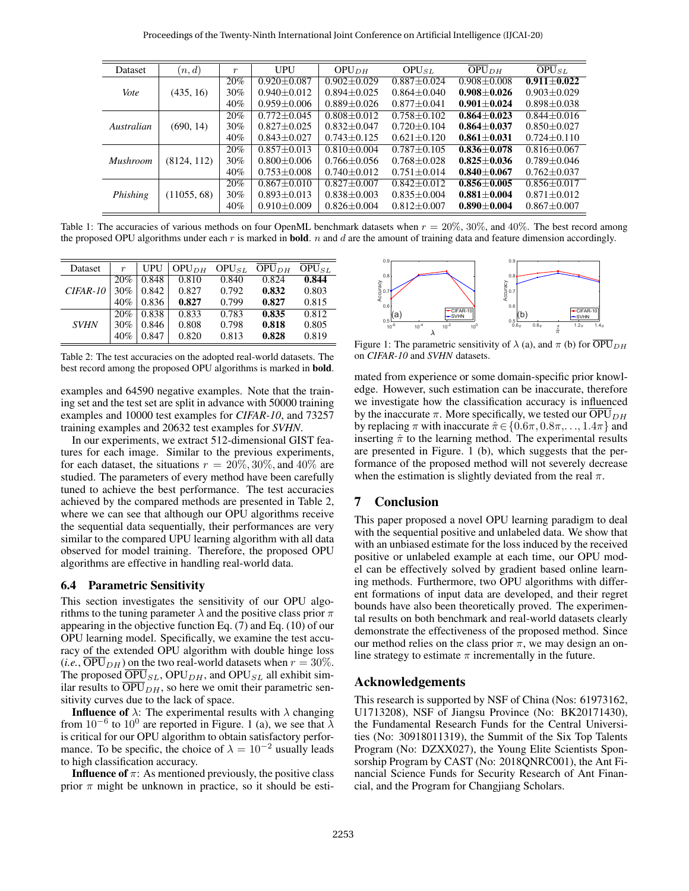| Dataset | $(n, d)$ | $r$ | UPU | $\text{OPU}_{DH}$ | $\text{OPU}_{SL}$ | $\overline{\text{OPU}}_{DH}$ | $\overline{\text{OPU}}_{SL}$ |
|---|---|---|---|---|---|---|---|
| *Vote* | (435, 16) | 20% | 0.920±0.087 | 0.902±0.029 | 0.887±0.024 | 0.908±0.008 | **0.911±0.022** |
| | | 30% | 0.940±0.012 | 0.894±0.025 | 0.864±0.040 | **0.908±0.026** | 0.903±0.029 |
| | | 40% | 0.959±0.006 | 0.889±0.026 | 0.877±0.041 | **0.901±0.024** | 0.898±0.038 |
| *Australian* | (690, 14) | 20% | 0.772±0.045 | 0.808±0.012 | 0.758±0.102 | **0.864±0.023** | 0.844±0.016 |
| | | 30% | 0.827±0.025 | 0.832±0.047 | 0.720±0.104 | **0.864±0.037** | 0.850±0.027 |
| | | 40% | 0.843±0.027 | 0.743±0.125 | 0.621±0.120 | **0.861±0.031** | 0.724±0.110 |
| *Mushroom* | (8124, 112) | 20% | 0.857±0.013 | 0.810±0.004 | 0.787±0.105 | **0.836±0.078** | 0.816±0.067 |
| | | 30% | 0.800±0.006 | 0.766±0.056 | 0.768±0.028 | **0.825±0.036** | 0.789±0.046 |
| | | 40% | 0.753±0.008 | 0.740±0.012 | 0.751±0.014 | **0.840±0.067** | 0.762±0.037 |
| *Phishing* | (11055, 68) | 20% | 0.867±0.010 | 0.827±0.007 | 0.842±0.012 | **0.856±0.005** | 0.856±0.017 |
| | | 30% | 0.893±0.013 | 0.838±0.003 | 0.835±0.004 | **0.881±0.004** | 0.871±0.012 |
| | | 40% | 0.910±0.009 | 0.826±0.004 | 0.812±0.007 | **0.890±0.004** | 0.867±0.007 |

Table 1: The accuracies of various methods on four OpenML benchmark datasets when $r = 20\%, 30\%$, and $40\%$. The best record among the proposed OPU algorithms under each $r$ is marked in **bold**. $n$ and $d$ are the amount of training data and feature dimension accordingly.

| Dataset | $r$ | UPU | $\text{OPU}_{DH}$ | $\text{OPU}_{SL}$ | $\overline{\text{OPU}}_{DH}$ | $\overline{\text{OPU}}_{SL}$ |
|---|---|---|---|---|---|---|
| *CIFAR-10* | 20% | 0.848 | 0.810 | 0.840 | 0.824 | **0.844** |
| | 30% | 0.842 | 0.827 | 0.792 | **0.832** | 0.803 |
| | 40% | 0.836 | **0.827** | 0.799 | **0.827** | 0.815 |
| *SVHN* | 20% | 0.838 | 0.833 | 0.783 | **0.835** | 0.812 |
| | 30% | 0.846 | 0.808 | 0.798 | **0.818** | 0.805 |
| | 40% | 0.847 | 0.820 | 0.813 | **0.828** | 0.819 |

Table 2: The test accuracies on the adopted real-world datasets. The best record among the proposed OPU algorithms is marked in **bold**.

examples and 64590 negative examples. Note that the training set and the test set are split in advance with 50000 training examples and 10000 test examples for *CIFAR-10*, and 73257 training examples and 20632 test examples for *SVHN*.

In our experiments, we extract 512-dimensional GIST features for each image. Similar to the previous experiments, for each dataset, the situations $r = 20\%, 30\%$, and $40\%$ are studied. The parameters of every method have been carefully tuned to achieve the best performance. The test accuracies achieved by the compared methods are presented in Table 2, where we can see that although our OPU algorithms receive the sequential data sequentially, their performances are very similar to the compared UPU learning algorithm with all data observed for model training. Therefore, the proposed OPU algorithms are effective in handling real-world data.

### 6.4 Parametric Sensitivity

This section investigates the sensitivity of our OPU algorithms to the tuning parameter $\lambda$ and the positive class prior $\pi$ appearing in the objective function Eq. (7) and Eq. (10) of our OPU learning model. Specifically, we examine the test accuracy of the extended OPU algorithm with double hinge loss (*i.e.*, $\overline{\text{OPU}}_{DH}$) on the two real-world datasets when $r = 30\%$. The proposed $\overline{\text{OPU}}_{SL}$, $\text{OPU}_{DH}$, and $\text{OPU}_{SL}$ all exhibit similar results to $\overline{\text{OPU}}_{DH}$, so here we omit their parametric sensitivity curves due to the lack of space.

**Influence of** $\lambda$: The experimental results with $\lambda$ changing from $10^{-6}$ to $10^{0}$ are reported in Figure. 1 (a), we see that $\lambda$ is critical for our OPU algorithm to obtain satisfactory performance. To be specific, the choice of $\lambda = 10^{-2}$ usually leads to high classification accuracy.

**Influence of** $\pi$: As mentioned previously, the positive class prior $\pi$ might be unknown in practice, so it should be estimated from experience or some domain-specific prior knowledge. However, such estimation can be inaccurate, therefore we investigate how the classification accuracy is influenced by the inaccurate $\pi$. More specifically, we tested our $\overline{\text{OPU}}_{DH}$ by replacing $\pi$ with inaccurate $\hat{\pi} \in \{0.6\pi, 0.8\pi, \ldots, 1.4\pi\}$ and inserting $\hat{\pi}$ to the learning method. The experimental results are presented in Figure. 1 (b), which suggests that the performance of the proposed method will not severely decrease when the estimation is slightly deviated from the real $\pi$.

Figure 1: The parametric sensitivity of $\lambda$ (a), and $\pi$ (b) for $\overline{\text{OPU}}_{DH}$ on *CIFAR-10* and *SVHN* datasets.

## 7 Conclusion

This paper proposed a novel OPU learning paradigm to deal with the sequential positive and unlabeled data. We show that with an unbiased estimate for the loss induced by the received positive or unlabeled example at each time, our OPU model can be effectively solved by gradient based online learning methods. Furthermore, two OPU algorithms with different formations of input data are developed, and their regret bounds have also been theoretically proved. The experimental results on both benchmark and real-world datasets clearly demonstrate the effectiveness of the proposed method. Since our method relies on the class prior $\pi$, we may design an online strategy to estimate $\pi$ incrementally in the future.

## Acknowledgements

This research is supported by NSF of China (Nos: 61973162, U1713208), NSF of Jiangsu Province (No: BK20171430), the Fundamental Research Funds for the Central Universities (No: 30918011319), the Summit of the Six Top Talents Program (No: DZXX027), the Young Elite Scientists Sponsorship Program by CAST (No: 2018QNRC001), the Ant Financial Science Funds for Security Research of Ant Financial, and the Program for Changjiang Scholars.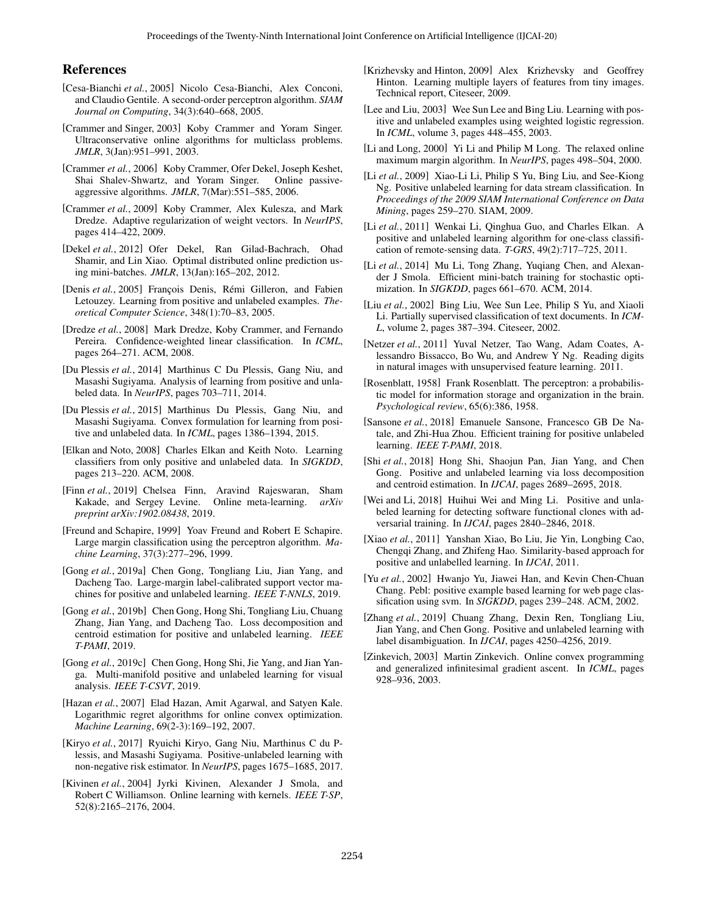## References

[Cesa-Bianchi *et al.*, 2005] Nicolo Cesa-Bianchi, Alex Conconi, and Claudio Gentile. A second-order perceptron algorithm. *SIAM Journal on Computing*, 34(3):640–668, 2005.

[Crammer and Singer, 2003] Koby Crammer and Yoram Singer. Ultraconservative online algorithms for multiclass problems. *JMLR*, 3(Jan):951–991, 2003.

[Crammer *et al.*, 2006] Koby Crammer, Ofer Dekel, Joseph Keshet, Shai Shalev-Shwartz, and Yoram Singer. Online passive-aggressive algorithms. *JMLR*, 7(Mar):551–585, 2006.

[Crammer *et al.*, 2009] Koby Crammer, Alex Kulesza, and Mark Dredze. Adaptive regularization of weight vectors. In *NeurIPS*, pages 414–422, 2009.

[Dekel *et al.*, 2012] Ofer Dekel, Ran Gilad-Bachrach, Ohad Shamir, and Lin Xiao. Optimal distributed online prediction using mini-batches. *JMLR*, 13(Jan):165–202, 2012.

[Denis *et al.*, 2005] François Denis, Rémi Gilleron, and Fabien Letouzey. Learning from positive and unlabeled examples. *Theoretical Computer Science*, 348(1):70–83, 2005.

[Dredze *et al.*, 2008] Mark Dredze, Koby Crammer, and Fernando Pereira. Confidence-weighted linear classification. In *ICML*, pages 264–271. ACM, 2008.

[Du Plessis *et al.*, 2014] Marthinus C Du Plessis, Gang Niu, and Masashi Sugiyama. Analysis of learning from positive and unlabeled data. In *NeurIPS*, pages 703–711, 2014.

[Du Plessis *et al.*, 2015] Marthinus Du Plessis, Gang Niu, and Masashi Sugiyama. Convex formulation for learning from positive and unlabeled data. In *ICML*, pages 1386–1394, 2015.

[Elkan and Noto, 2008] Charles Elkan and Keith Noto. Learning classifiers from only positive and unlabeled data. In *SIGKDD*, pages 213–220. ACM, 2008.

[Finn *et al.*, 2019] Chelsea Finn, Aravind Rajeswaran, Sham Kakade, and Sergey Levine. Online meta-learning. *arXiv preprint arXiv:1902.08438*, 2019.

[Freund and Schapire, 1999] Yoav Freund and Robert E Schapire. Large margin classification using the perceptron algorithm. *Machine Learning*, 37(3):277–296, 1999.

[Gong *et al.*, 2019a] Chen Gong, Tongliang Liu, Jian Yang, and Dacheng Tao. Large-margin label-calibrated support vector machines for positive and unlabeled learning. *IEEE T-NNLS*, 2019.

[Gong *et al.*, 2019b] Chen Gong, Hong Shi, Tongliang Liu, Chuang Zhang, Jian Yang, and Dacheng Tao. Loss decomposition and centroid estimation for positive and unlabeled learning. *IEEE T-PAMI*, 2019.

[Gong *et al.*, 2019c] Chen Gong, Hong Shi, Jie Yang, and Jian Yang. Multi-manifold positive and unlabeled learning for visual analysis. *IEEE T-CSVT*, 2019.

[Hazan *et al.*, 2007] Elad Hazan, Amit Agarwal, and Satyen Kale. Logarithmic regret algorithms for online convex optimization. *Machine Learning*, 69(2-3):169–192, 2007.

[Kiryo *et al.*, 2017] Ryuichi Kiryo, Gang Niu, Marthinus C du Plessis, and Masashi Sugiyama. Positive-unlabeled learning with non-negative risk estimator. In *NeurIPS*, pages 1675–1685, 2017.

[Kivinen *et al.*, 2004] Jyrki Kivinen, Alexander J Smola, and Robert C Williamson. Online learning with kernels. *IEEE T-SP*, 52(8):2165–2176, 2004.

[Krizhevsky and Hinton, 2009] Alex Krizhevsky and Geoffrey Hinton. Learning multiple layers of features from tiny images. Technical report, Citeseer, 2009.

[Lee and Liu, 2003] Wee Sun Lee and Bing Liu. Learning with positive and unlabeled examples using weighted logistic regression. In *ICML*, volume 3, pages 448–455, 2003.

[Li and Long, 2000] Yi Li and Philip M Long. The relaxed online maximum margin algorithm. In *NeurIPS*, pages 498–504, 2000.

[Li *et al.*, 2009] Xiao-Li Li, Philip S Yu, Bing Liu, and See-Kiong Ng. Positive unlabeled learning for data stream classification. In *Proceedings of the 2009 SIAM International Conference on Data Mining*, pages 259–270. SIAM, 2009.

[Li *et al.*, 2011] Wenkai Li, Qinghua Guo, and Charles Elkan. A positive and unlabeled learning algorithm for one-class classification of remote-sensing data. *T-GRS*, 49(2):717–725, 2011.

[Li *et al.*, 2014] Mu Li, Tong Zhang, Yuqiang Chen, and Alexander J Smola. Efficient mini-batch training for stochastic optimization. In *SIGKDD*, pages 661–670. ACM, 2014.

[Liu *et al.*, 2002] Bing Liu, Wee Sun Lee, Philip S Yu, and Xiaoli Li. Partially supervised classification of text documents. In *ICML*, volume 2, pages 387–394. Citeseer, 2002.

[Netzer *et al.*, 2011] Yuval Netzer, Tao Wang, Adam Coates, Alessandro Bissacco, Bo Wu, and Andrew Y Ng. Reading digits in natural images with unsupervised feature learning. 2011.

[Rosenblatt, 1958] Frank Rosenblatt. The perceptron: a probabilistic model for information storage and organization in the brain. *Psychological review*, 65(6):386, 1958.

[Sansone *et al.*, 2018] Emanuele Sansone, Francesco GB De Natale, and Zhi-Hua Zhou. Efficient training for positive unlabeled learning. *IEEE T-PAMI*, 2018.

[Shi *et al.*, 2018] Hong Shi, Shaojun Pan, Jian Yang, and Chen Gong. Positive and unlabeled learning via loss decomposition and centroid estimation. In *IJCAI*, pages 2689–2695, 2018.

[Wei and Li, 2018] Huihui Wei and Ming Li. Positive and unlabeled learning for detecting software functional clones with adversarial training. In *IJCAI*, pages 2840–2846, 2018.

[Xiao *et al.*, 2011] Yanshan Xiao, Bo Liu, Jie Yin, Longbing Cao, Chengqi Zhang, and Zhifeng Hao. Similarity-based approach for positive and unlabelled learning. In *IJCAI*, 2011.

[Yu *et al.*, 2002] Hwanjo Yu, Jiawei Han, and Kevin Chen-Chuan Chang. Pebl: positive example based learning for web page classification using svm. In *SIGKDD*, pages 239–248. ACM, 2002.

[Zhang *et al.*, 2019] Chuang Zhang, Dexin Ren, Tongliang Liu, Jian Yang, and Chen Gong. Positive and unlabeled learning with label disambiguation. In *IJCAI*, pages 4250–4256, 2019.

[Zinkevich, 2003] Martin Zinkevich. Online convex programming and generalized infinitesimal gradient ascent. In *ICML*, pages 928–936, 2003.